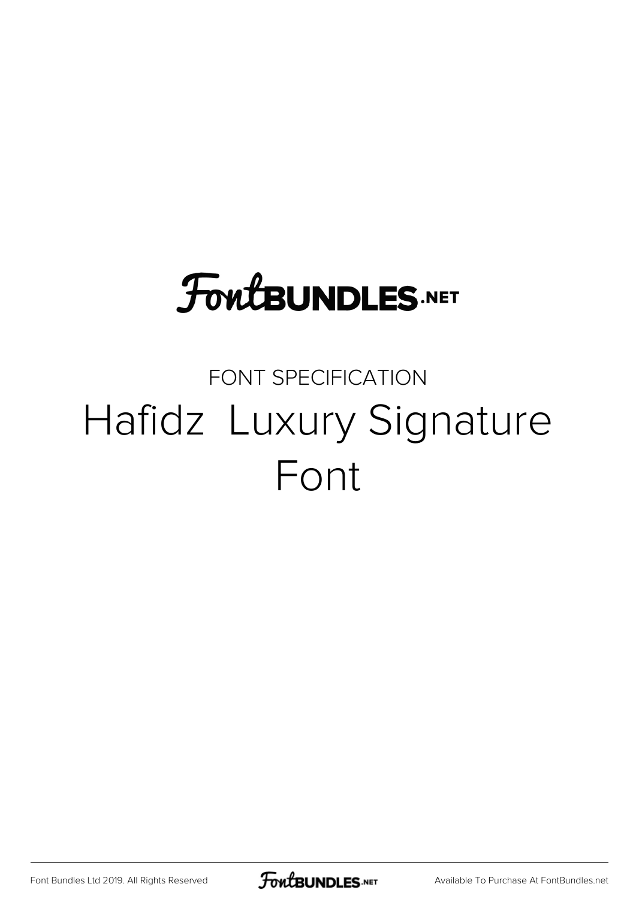FontBUNDLES.NET

FONT SPECIFICATION

# Hafidz  Luxury Signature Font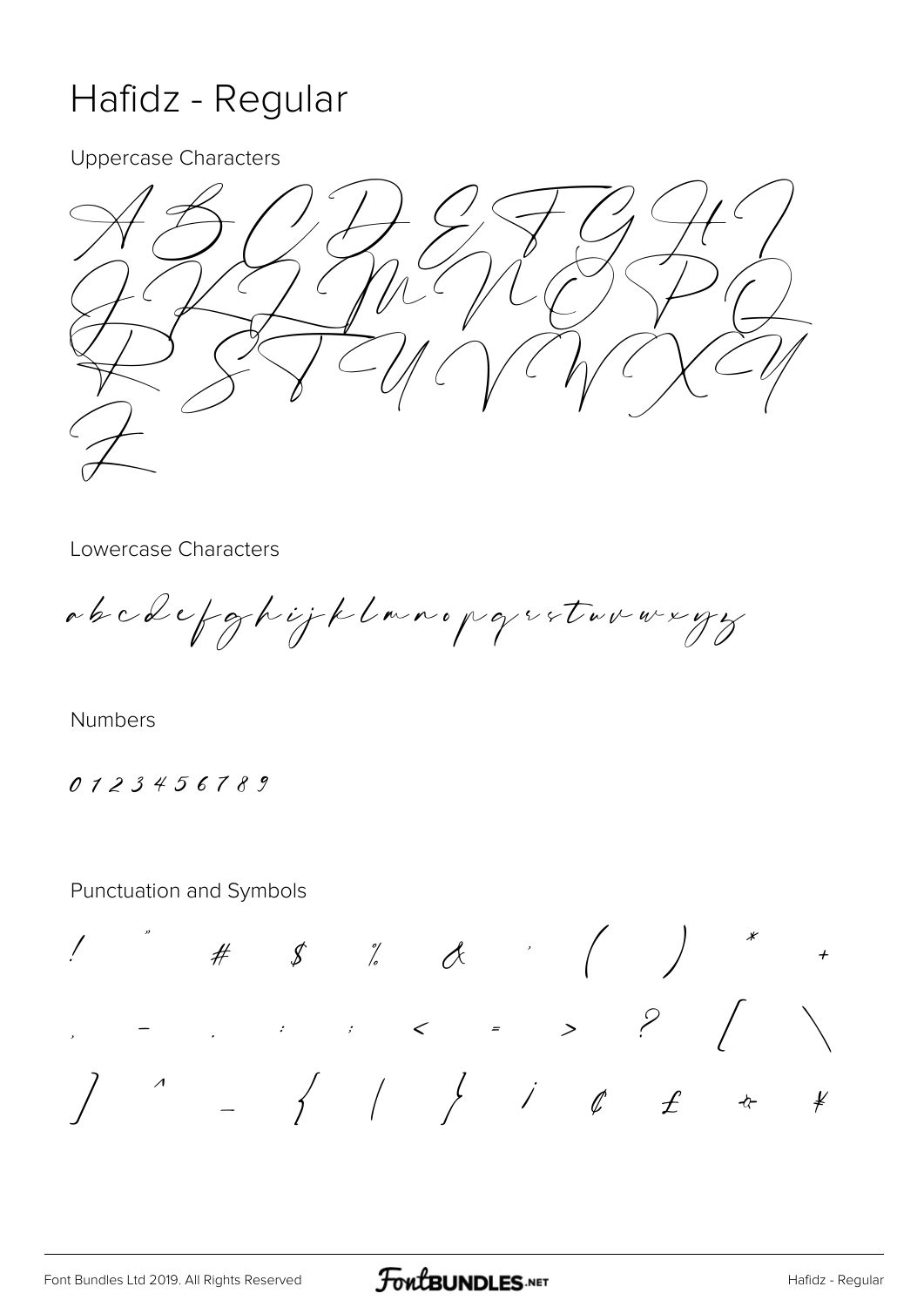# Hafidz - Regular

Uppercase Characters

A B C D E F G H I J K L M N O P Q R S T U V W X Y Z

Lowercase Characters

a b c d e f g h i j k l m n o p q r s t u v w x y z

Numbers

0 1 2 3 4 5 6 7 8 9

Punctuation and Symbols

! " # $ % & ' ( ) * +

, - . : ; < = > ? [ \

] ^ _ { | } ¡ ¢ £ ¤ ¥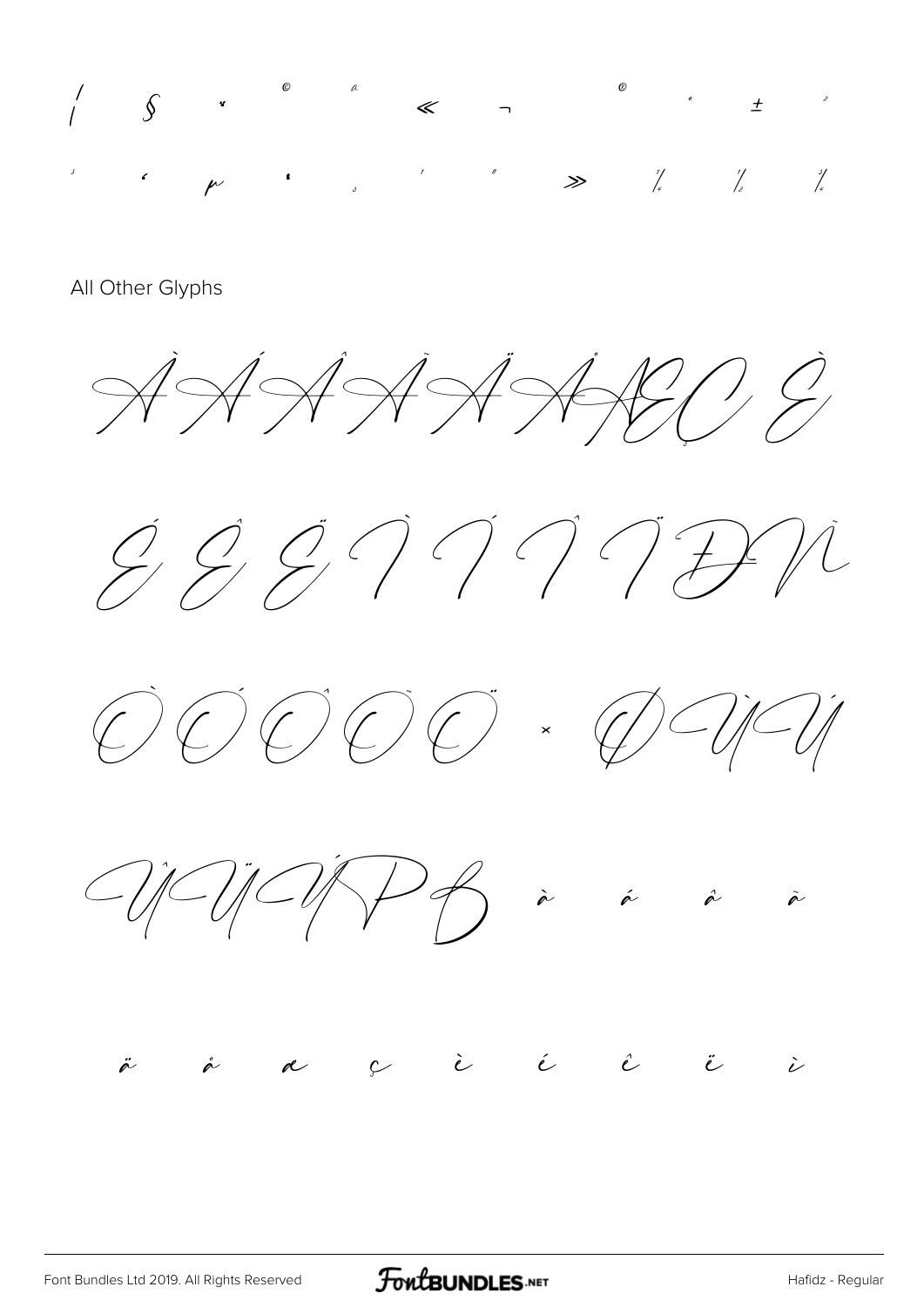¦ § ¨ © ª « ¬ ® ¯ ° ± ²

³ ´ µ · ¸ ¹ º » ¼ ½ ¾

All Other Glyphs

À Á Â Ã Ä Å Æ Ç È

É Ê Ë Ì Í Î Ï Ð Ñ

Ò Ó Ô Õ Ö × Ø Ù Ú

Û Ü Ý Þ ß à á â ã

ä å æ ç è é ê ë ì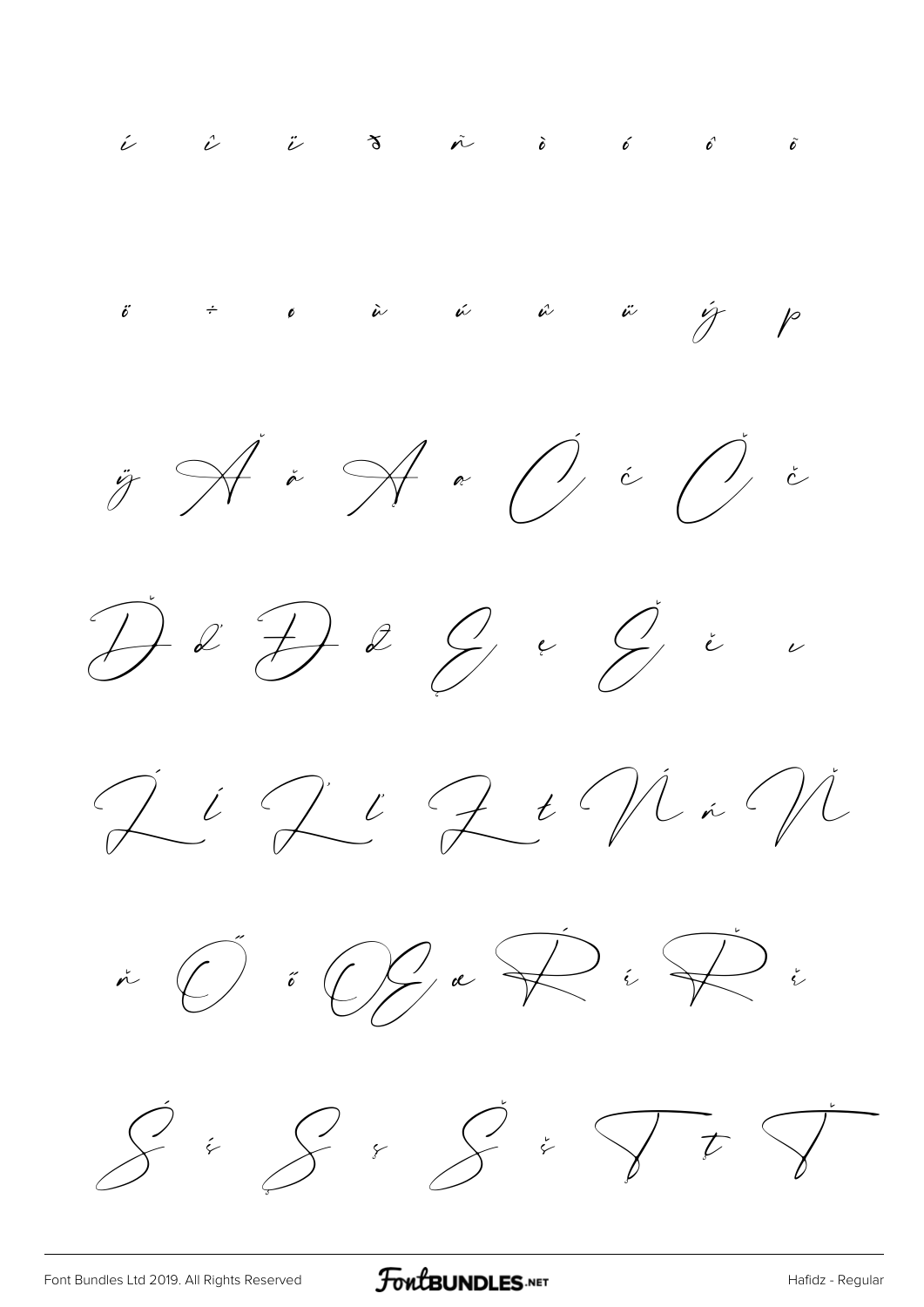í î ï ð ñ ò ó ô õ

ö ÷ ø ù ú û ü ý þ

ÿ Ă ă Ą ą Ć ć Č č

Ď ď Đ đ Ę ę Ě ě ı

Ĺ ĺ Ľ ľ Ł ł Ń ń Ň

ň Ő ő Œ œ Ŕ ŕ Ř ř

Ś ś Ş ş Š š Ţ ţ Ť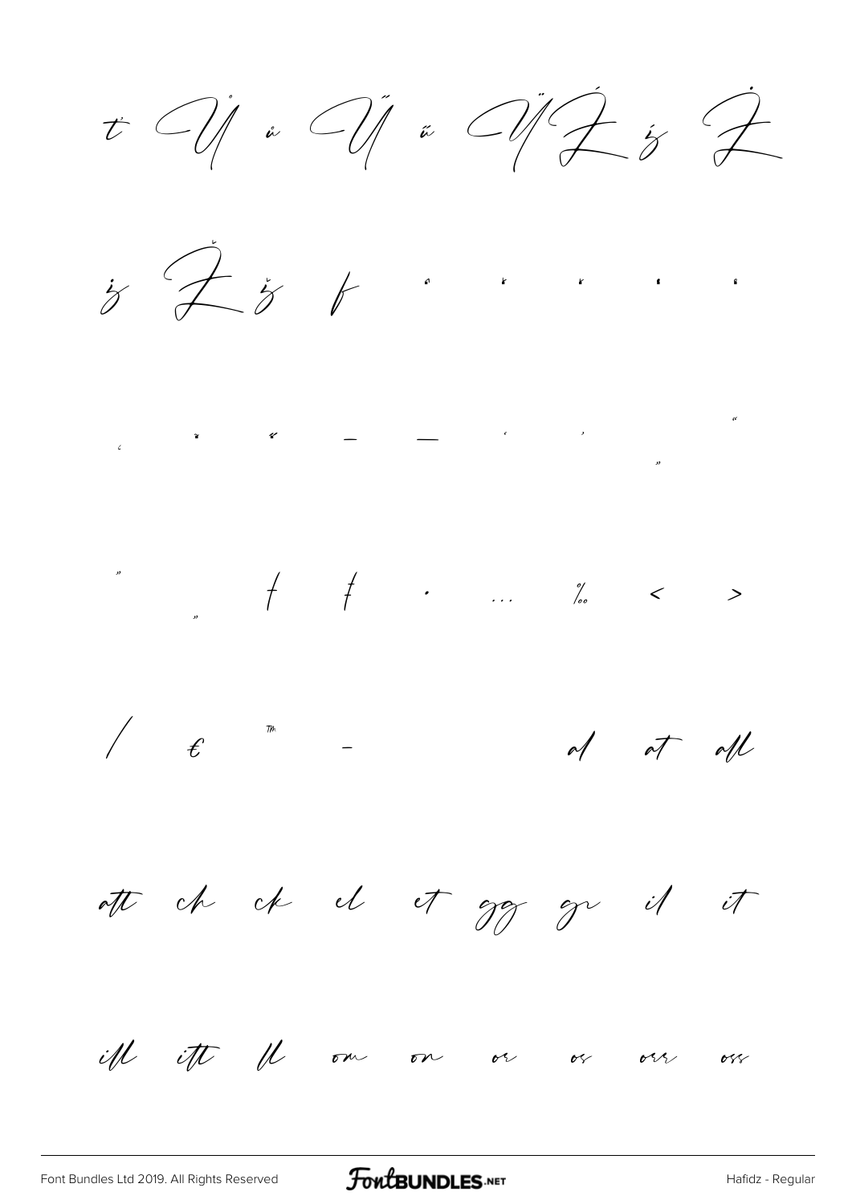ť Ů ů Ű ű Ÿ Ź ź Ż

ż Ž ž ƒ ˆ ˇ ˘ ˙ ˚

˛ ˜ ˝ – — ‘ ’ ‚ “

” „ † ‡ • … ‰ ‹ ›

⁄ € ™ − al at all

att ch ck el et gg gr il it

ill itt ll om on or os orr oss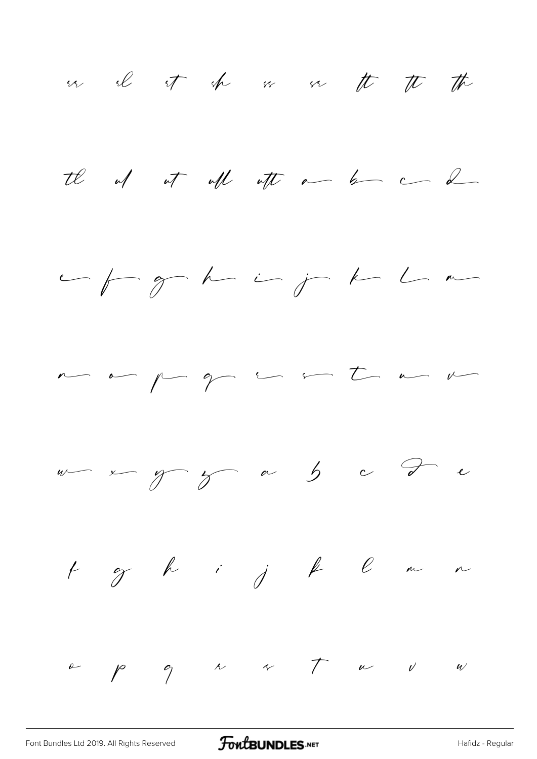er el et sh ss sr tt tt th

tl ul ut ull utt a b c d

e f g h i j k l m

n o p q r s t u v

w x y z a b c d e

f g h i j k l m n

o p q r s t u v w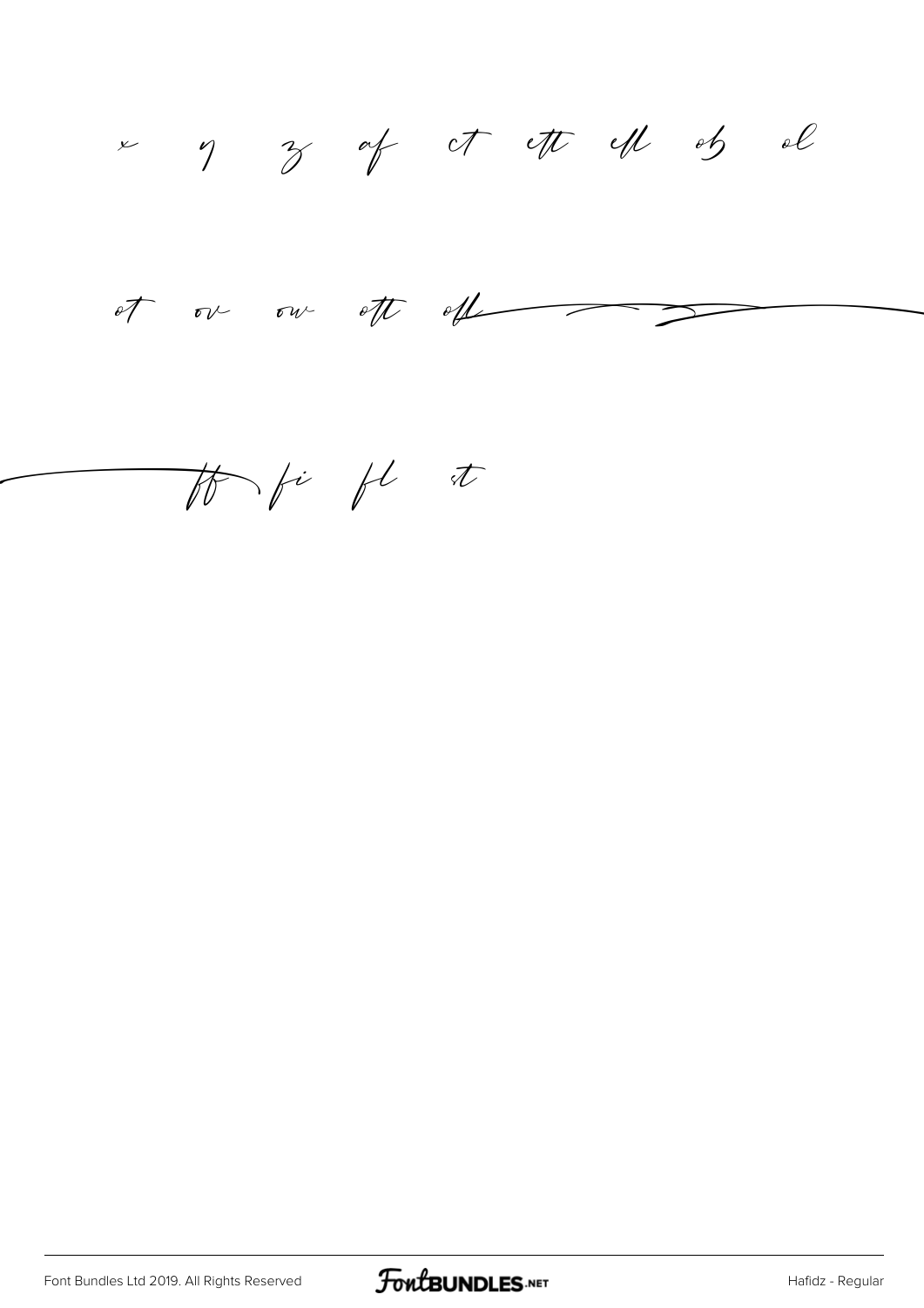x y z af ct ett ell ob ol

ot ov ow ott oll

ff fi fl st